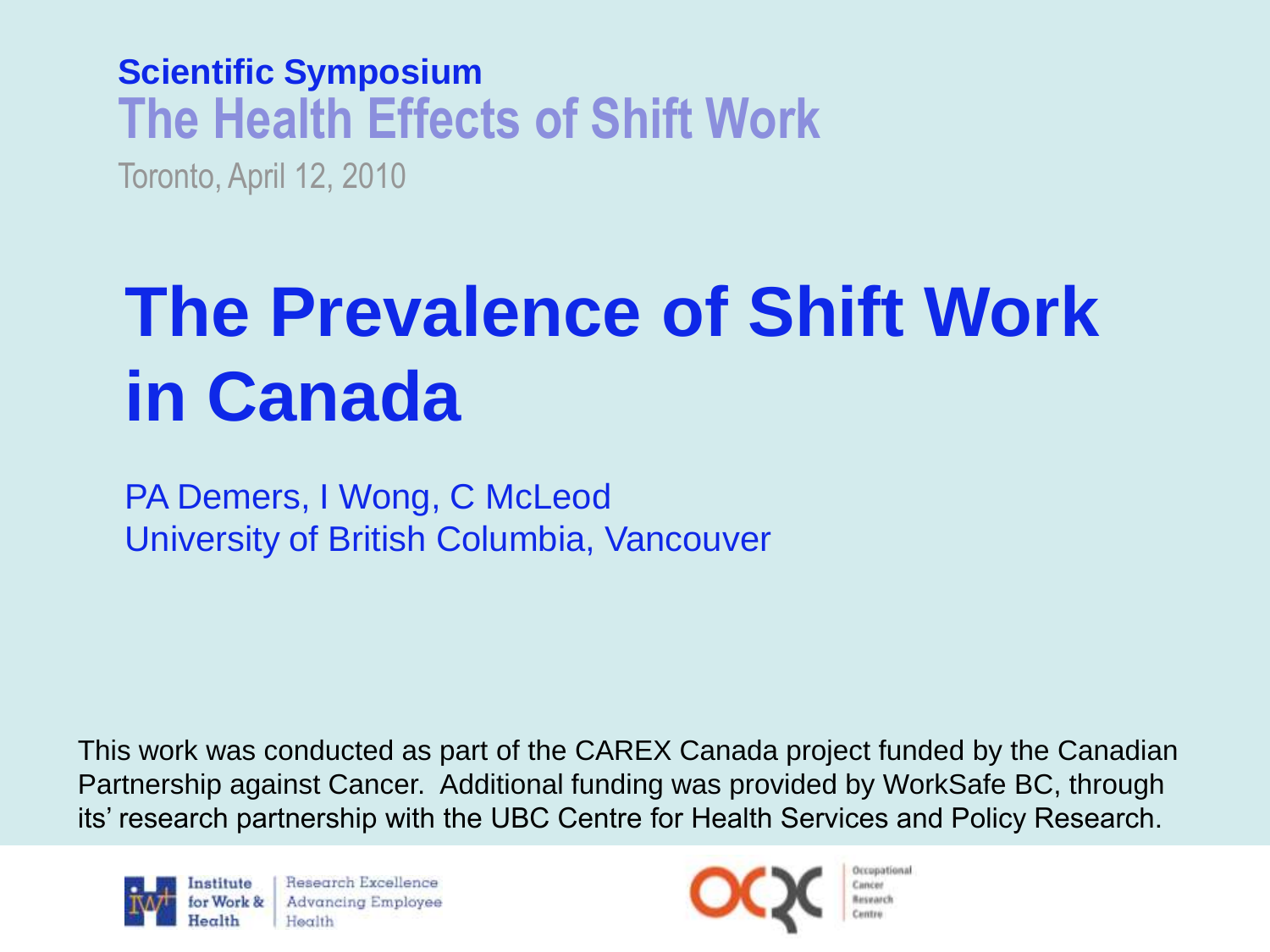**Scientific Symposium**

## The Health Effects of Shift Work

Toronto, April 12, 2010

# The Prevalence of Shift Work in Canada

PA Demers, I Wong, C McLeod
University of British Columbia, Vancouver

This work was conducted as part of the CAREX Canada project funded by the Canadian Partnership against Cancer. Additional funding was provided by WorkSafe BC, through its' research partnership with the UBC Centre for Health Services and Policy Research.

Institute for Work & Health | Research Excellence Advancing Employee Health

Occupational Cancer Research Centre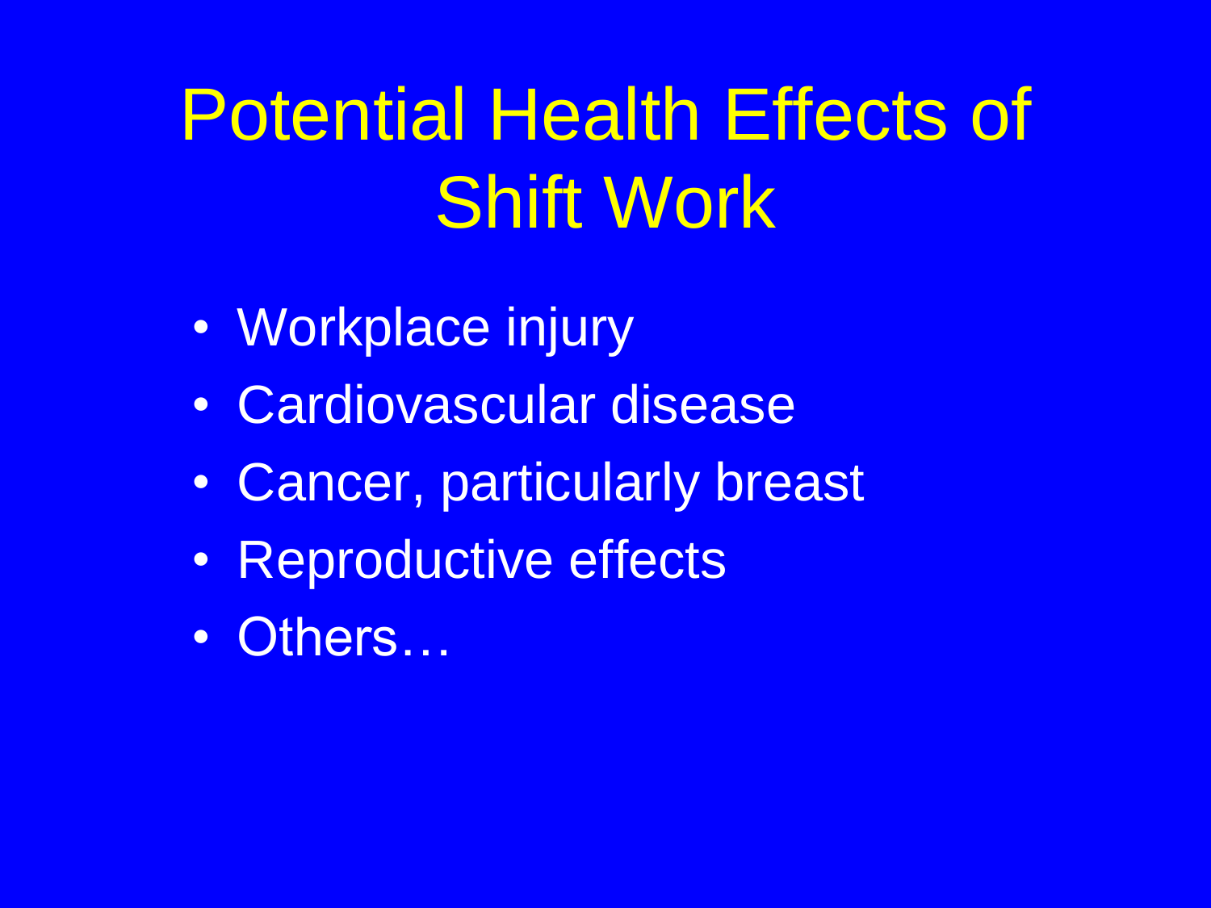# Potential Health Effects of Shift Work

- Workplace injury
- Cardiovascular disease
- Cancer, particularly breast
- Reproductive effects
- Others…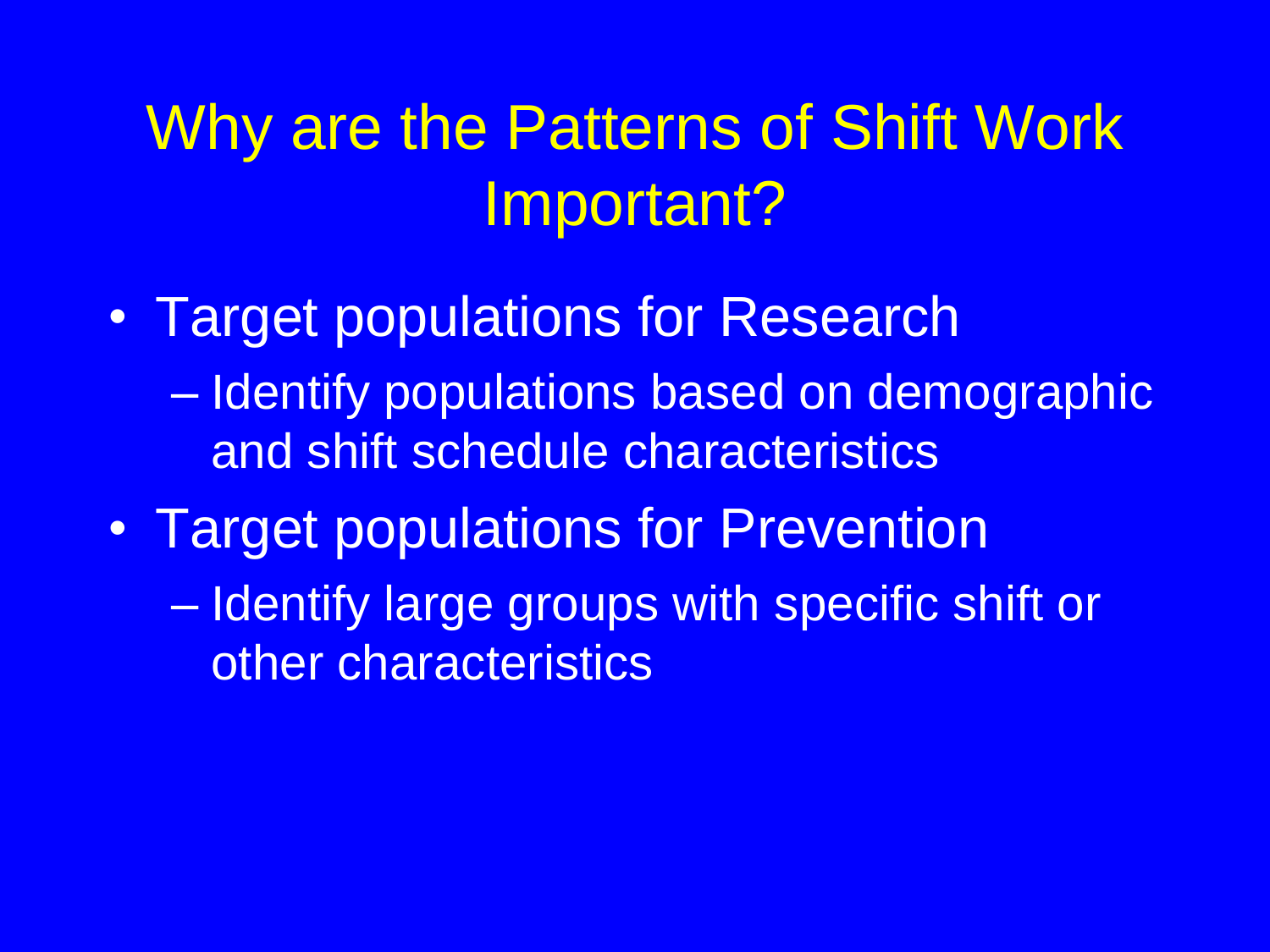# Why are the Patterns of Shift Work Important?

- Target populations for Research
  - Identify populations based on demographic and shift schedule characteristics
- Target populations for Prevention
  - Identify large groups with specific shift or other characteristics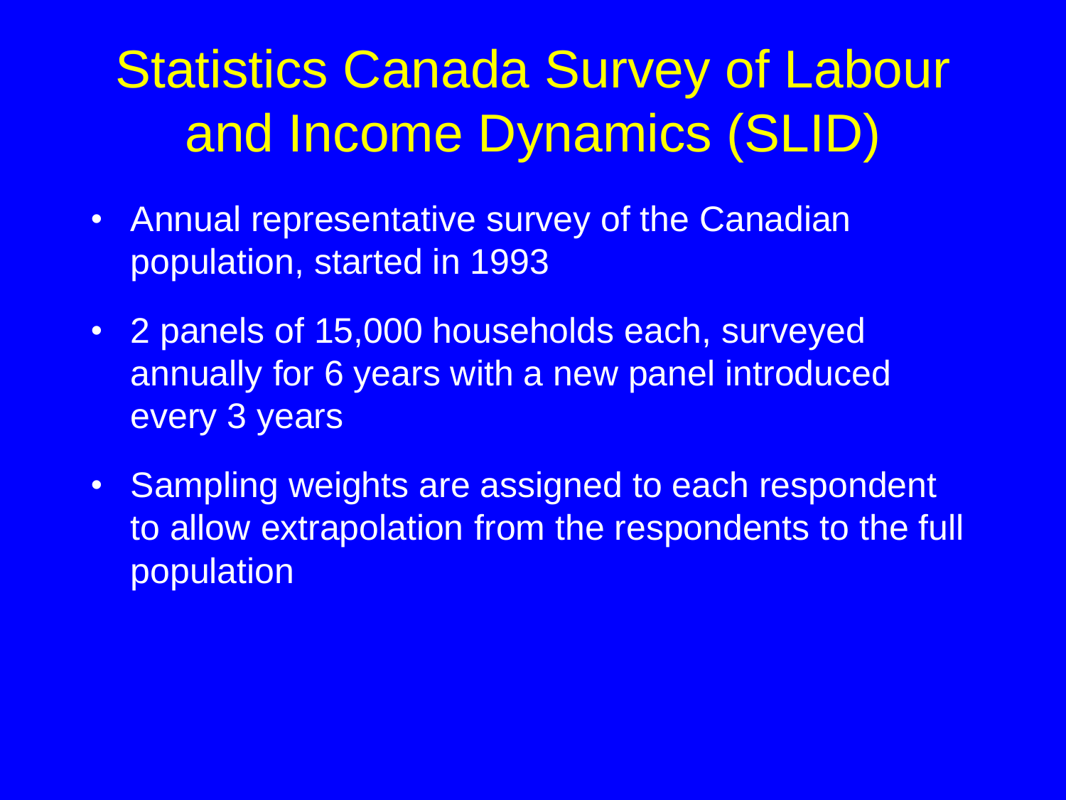# Statistics Canada Survey of Labour and Income Dynamics (SLID)

- Annual representative survey of the Canadian population, started in 1993
- 2 panels of 15,000 households each, surveyed annually for 6 years with a new panel introduced every 3 years
- Sampling weights are assigned to each respondent to allow extrapolation from the respondents to the full population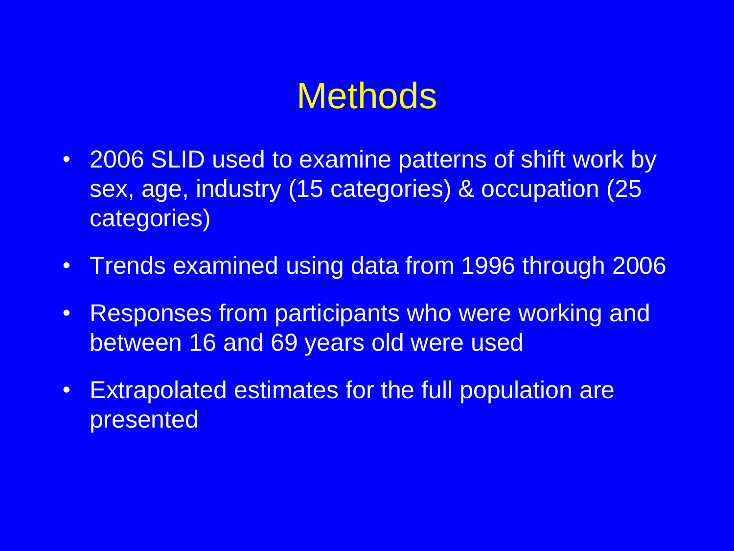# Methods

- 2006 SLID used to examine patterns of shift work by sex, age, industry (15 categories) & occupation (25 categories)
- Trends examined using data from 1996 through 2006
- Responses from participants who were working and between 16 and 69 years old were used
- Extrapolated estimates for the full population are presented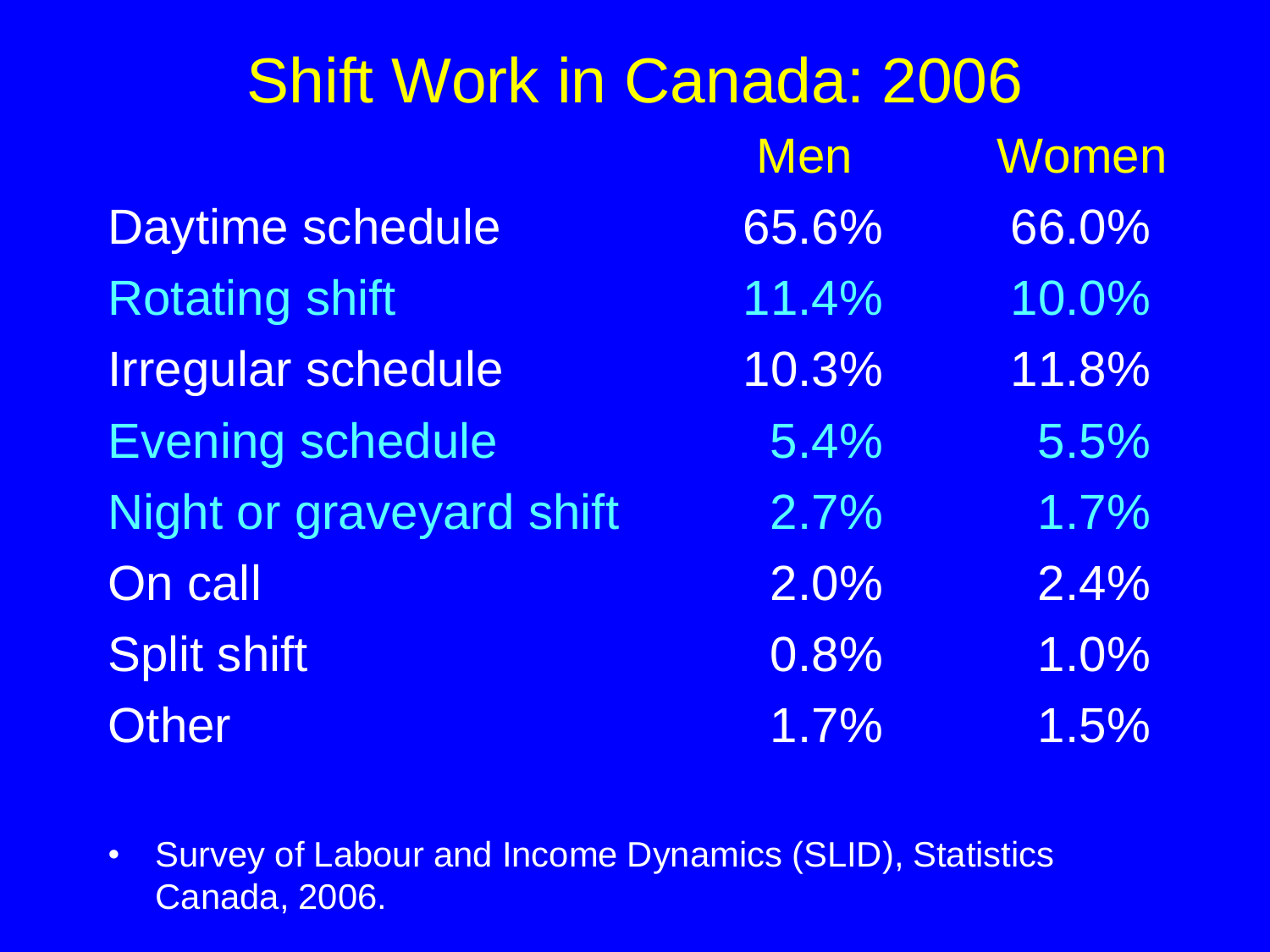# Shift Work in Canada: 2006

| | Men | Women |
|---|---|---|
| Daytime schedule | 65.6% | 66.0% |
| Rotating shift | 11.4% | 10.0% |
| Irregular schedule | 10.3% | 11.8% |
| Evening schedule | 5.4% | 5.5% |
| Night or graveyard shift | 2.7% | 1.7% |
| On call | 2.0% | 2.4% |
| Split shift | 0.8% | 1.0% |
| Other | 1.7% | 1.5% |

- Survey of Labour and Income Dynamics (SLID), Statistics Canada, 2006.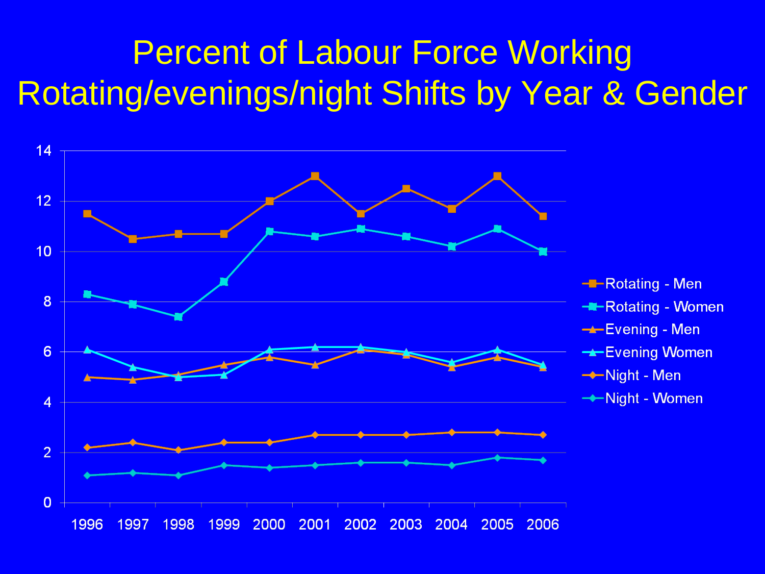# Percent of Labour Force Working Rotating/evenings/night Shifts by Year & Gender

14
12
10
8
6
4
2
0

1996 1997 1998 1999 2000 2001 2002 2003 2004 2005 2006

Rotating - Men
Rotating - Women
Evening - Men
Evening Women
Night - Men
Night - Women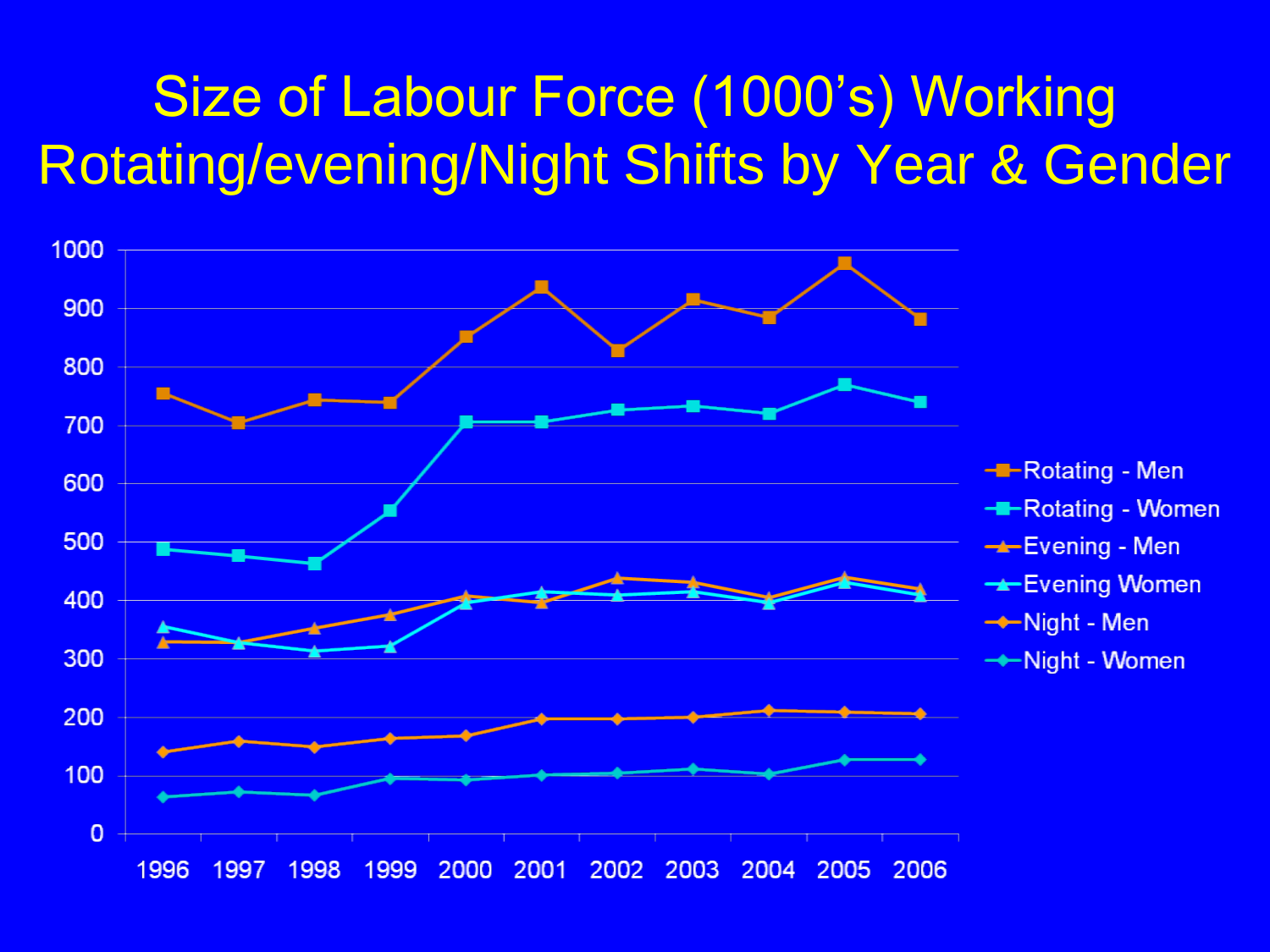# Size of Labour Force (1000's) Working Rotating/evening/Night Shifts by Year & Gender

1000
900
800
700
600
500
400
300
200
100
0

1996 1997 1998 1999 2000 2001 2002 2003 2004 2005 2006

Rotating - Men
Rotating - Women
Evening - Men
Evening Women
Night - Men
Night - Women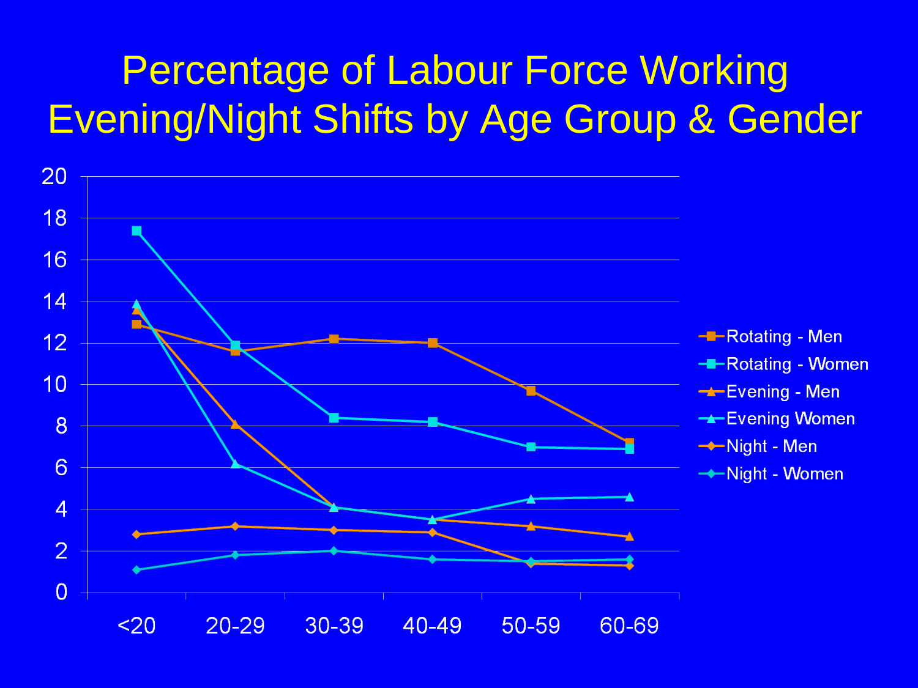# Percentage of Labour Force Working Evening/Night Shifts by Age Group & Gender

20
18
16
14
12
10
8
6
4
2
0

<20
20-29
30-39
40-49
50-59
60-69

Rotating - Men
Rotating - Women
Evening - Men
Evening Women
Night - Men
Night - Women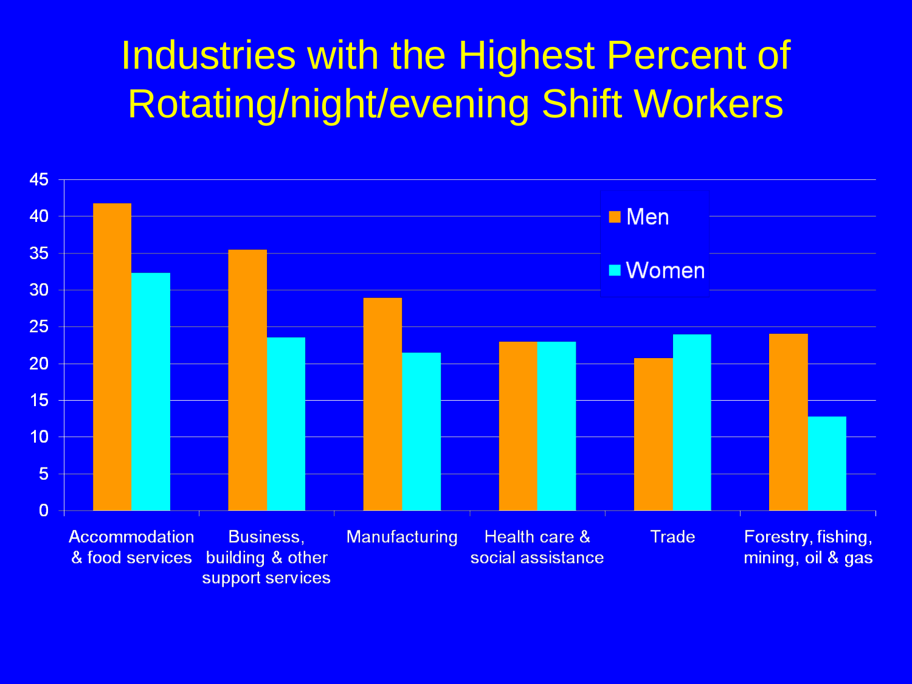# Industries with the Highest Percent of Rotating/night/evening Shift Workers

45
40
35
30
25
20
15
10
5
0

Men
Women

Accommodation & food services
Business, building & other support services
Manufacturing
Health care & social assistance
Trade
Forestry, fishing, mining, oil & gas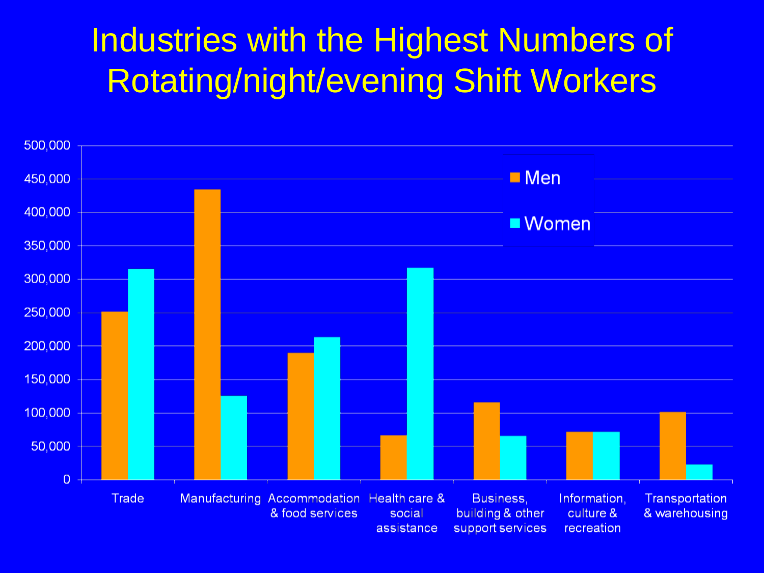# Industries with the Highest Numbers of Rotating/night/evening Shift Workers

500,000
450,000
400,000
350,000
300,000
250,000
200,000
150,000
100,000
50,000
0

Men
Women

Trade
Manufacturing
Accommodation & food services
Health care & social assistance
Business, building & other support services
Information, culture & recreation
Transportation & warehousing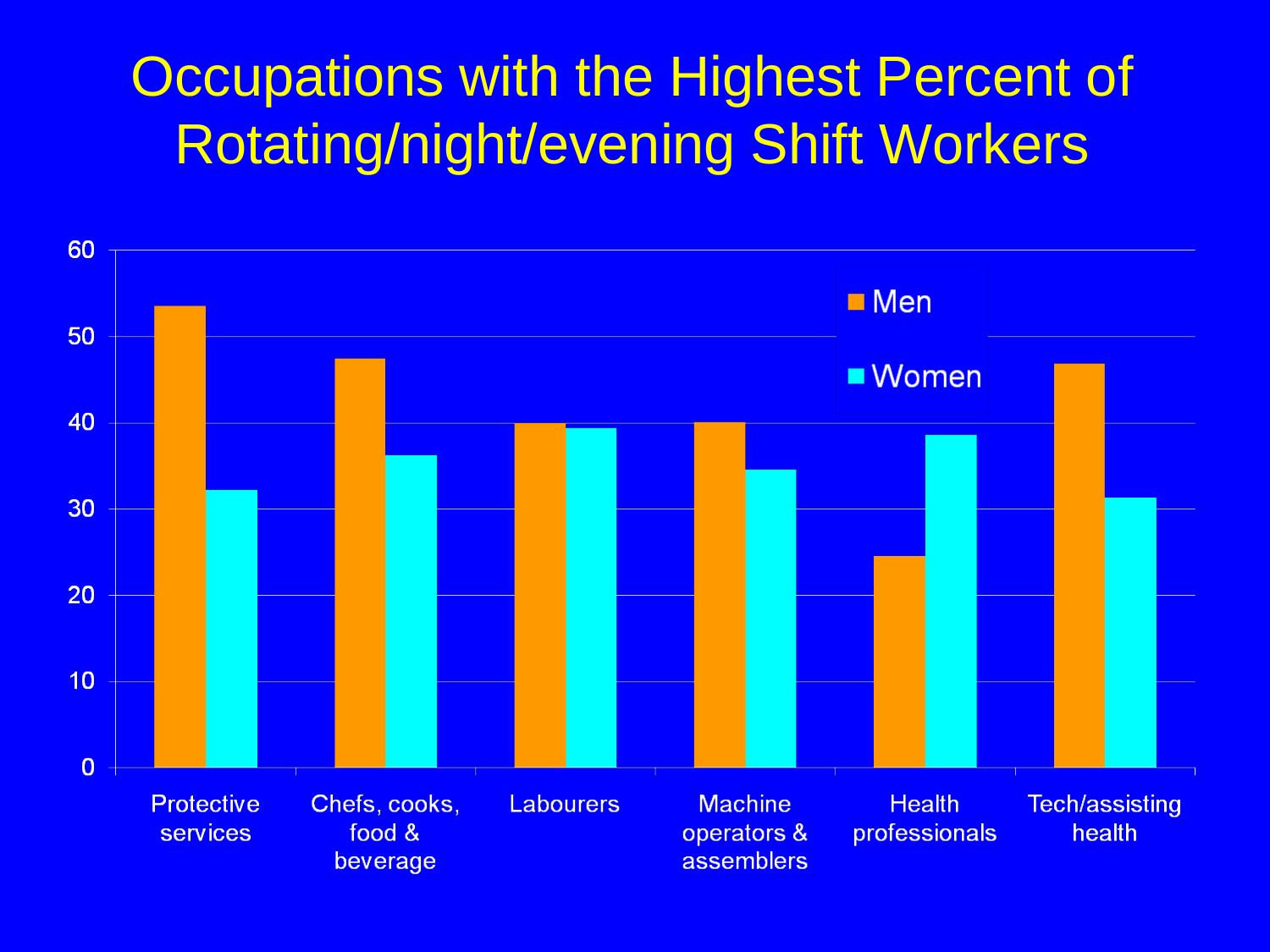# Occupations with the Highest Percent of Rotating/night/evening Shift Workers

60
50
40
30
20
10
0

Men
Women

Protective services
Chefs, cooks, food & beverage
Labourers
Machine operators & assemblers
Health professionals
Tech/assisting health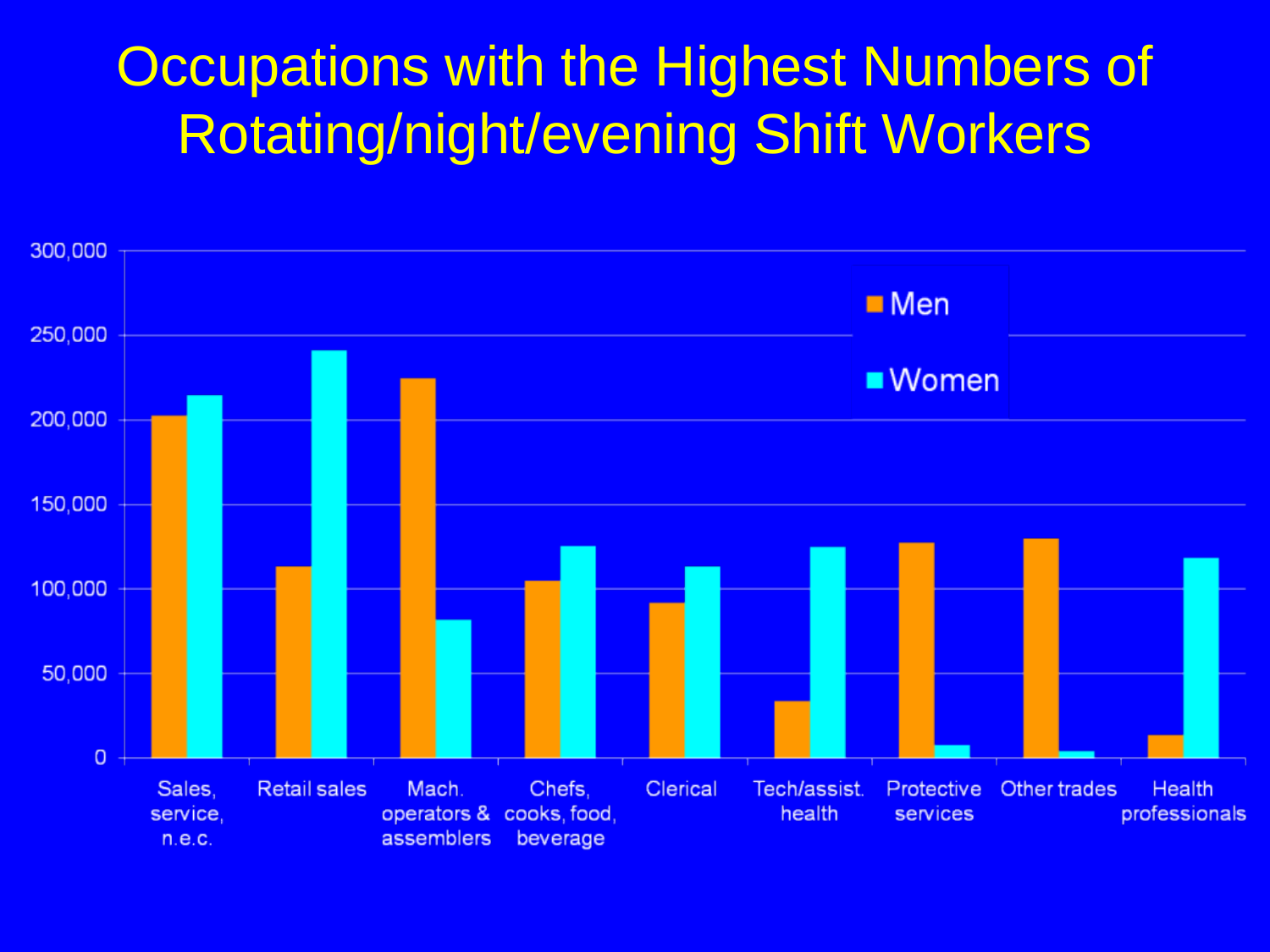# Occupations with the Highest Numbers of Rotating/night/evening Shift Workers

300,000
250,000
200,000
150,000
100,000
50,000
0

Men
Women

Sales, service, n.e.c.
Retail sales
Mach. operators & assemblers
Chefs, cooks, food, beverage
Clerical
Tech/assist. health
Protective services
Other trades
Health professionals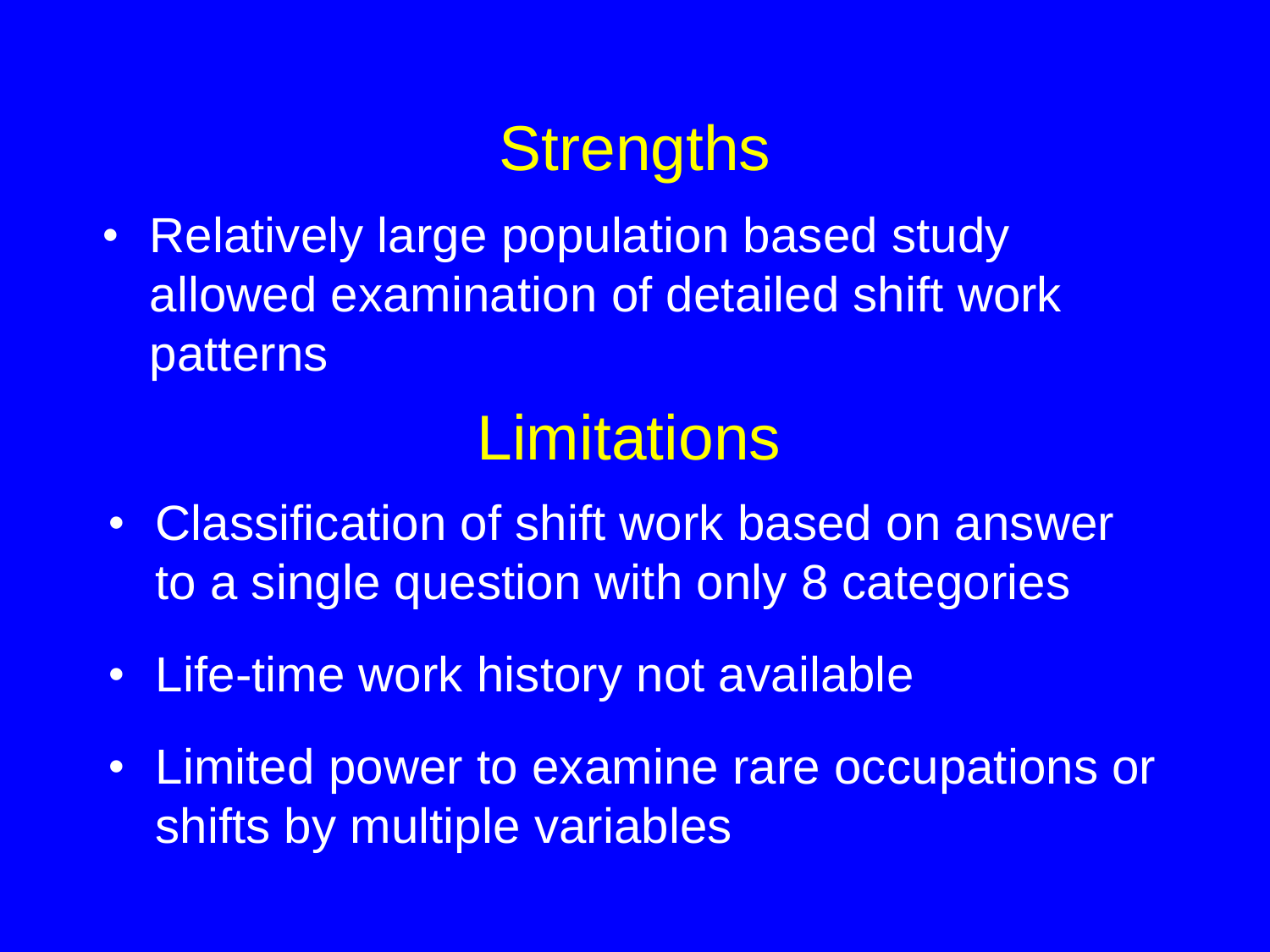## Strengths

- Relatively large population based study allowed examination of detailed shift work patterns

## Limitations

- Classification of shift work based on answer to a single question with only 8 categories
- Life-time work history not available
- Limited power to examine rare occupations or shifts by multiple variables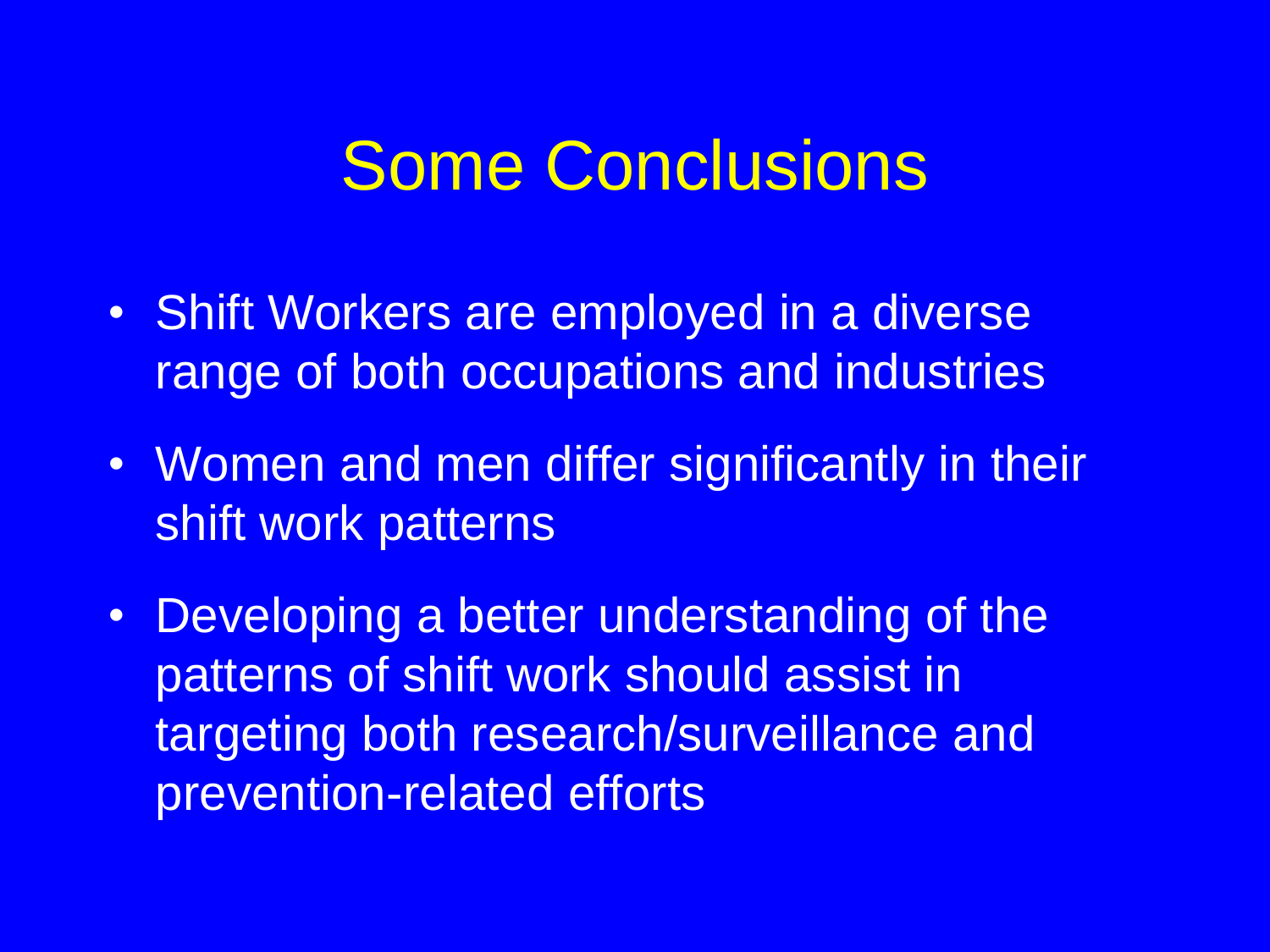# Some Conclusions

- Shift Workers are employed in a diverse range of both occupations and industries
- Women and men differ significantly in their shift work patterns
- Developing a better understanding of the patterns of shift work should assist in targeting both research/surveillance and prevention-related efforts